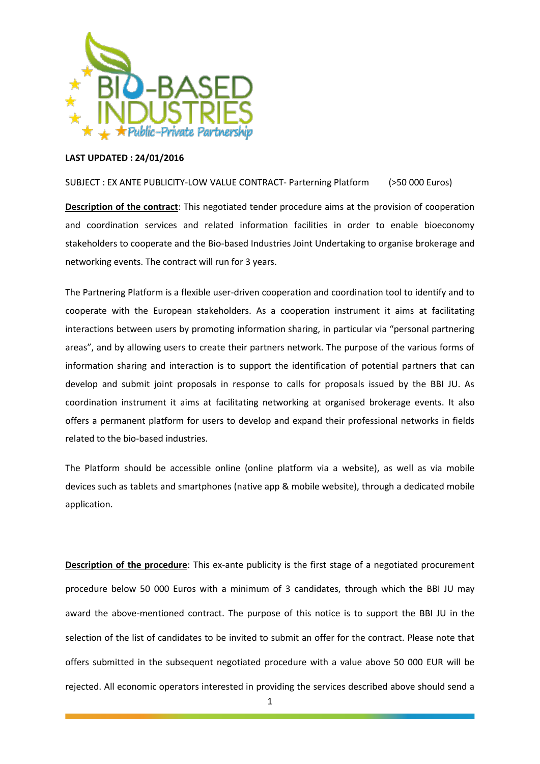**LAST UPDATED : 24/01/2016**

SUBJECT : EX ANTE PUBLICITY-LOW VALUE CONTRACT- Parterning Platform (>50 000 Euros)

**Description of the contract**: This negotiated tender procedure aims at the provision of cooperation and coordination services and related information facilities in order to enable bioeconomy stakeholders to cooperate and the Bio-based Industries Joint Undertaking to organise brokerage and networking events. The contract will run for 3 years.

The Partnering Platform is a flexible user-driven cooperation and coordination tool to identify and to cooperate with the European stakeholders. As a cooperation instrument it aims at facilitating interactions between users by promoting information sharing, in particular via "personal partnering areas", and by allowing users to create their partners network. The purpose of the various forms of information sharing and interaction is to support the identification of potential partners that can develop and submit joint proposals in response to calls for proposals issued by the BBI JU. As coordination instrument it aims at facilitating networking at organised brokerage events. It also offers a permanent platform for users to develop and expand their professional networks in fields related to the bio-based industries.

The Platform should be accessible online (online platform via a website), as well as via mobile devices such as tablets and smartphones (native app & mobile website), through a dedicated mobile application.

**Description of the procedure**: This ex-ante publicity is the first stage of a negotiated procurement procedure below 50 000 Euros with a minimum of 3 candidates, through which the BBI JU may award the above-mentioned contract. The purpose of this notice is to support the BBI JU in the selection of the list of candidates to be invited to submit an offer for the contract. Please note that offers submitted in the subsequent negotiated procedure with a value above 50 000 EUR will be rejected. All economic operators interested in providing the services described above should send a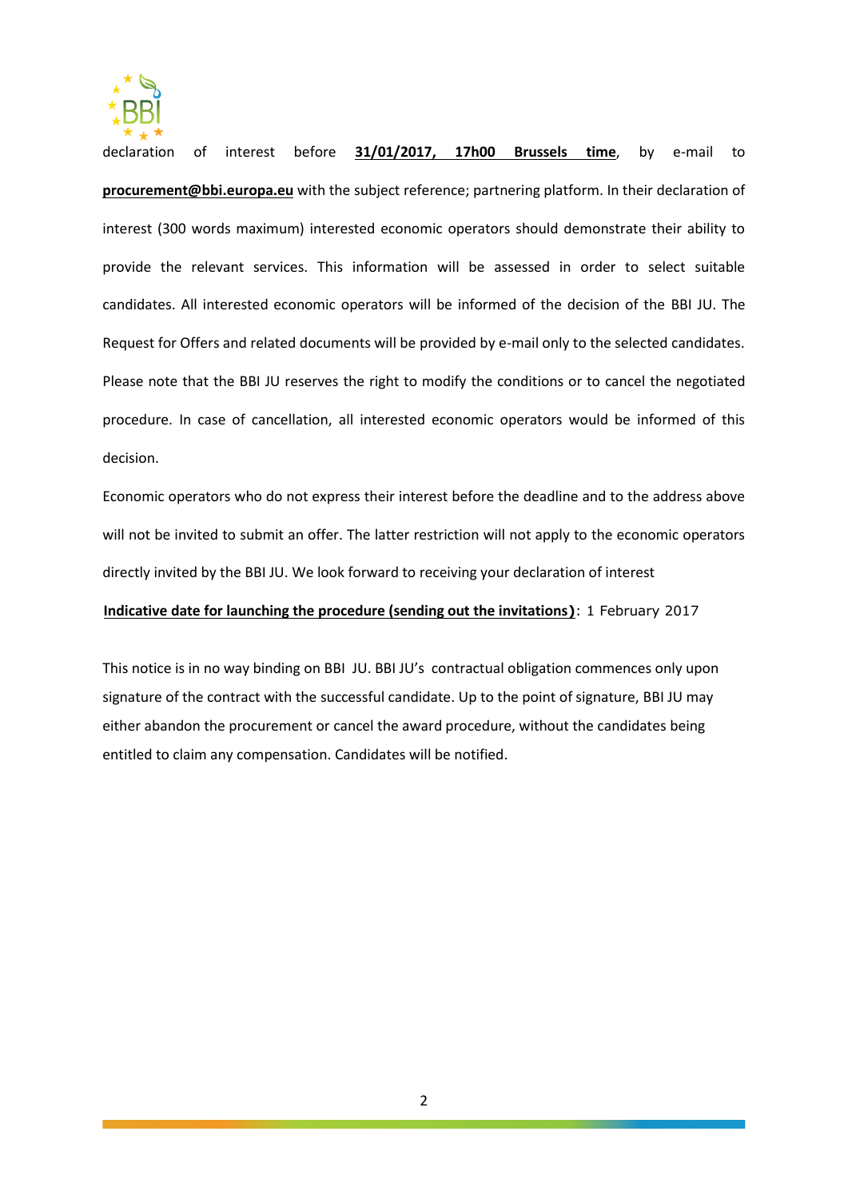declaration of interest before **31/01/2017, 17h00 Brussels time**, by e-mail to **procurement@bbi.europa.eu** with the subject reference; partnering platform. In their declaration of interest (300 words maximum) interested economic operators should demonstrate their ability to provide the relevant services. This information will be assessed in order to select suitable candidates. All interested economic operators will be informed of the decision of the BBI JU. The Request for Offers and related documents will be provided by e-mail only to the selected candidates. Please note that the BBI JU reserves the right to modify the conditions or to cancel the negotiated procedure. In case of cancellation, all interested economic operators would be informed of this decision.

Economic operators who do not express their interest before the deadline and to the address above will not be invited to submit an offer. The latter restriction will not apply to the economic operators directly invited by the BBI JU. We look forward to receiving your declaration of interest

**Indicative date for launching the procedure (sending out the invitations)**: 1 February 2017

This notice is in no way binding on BBI JU. BBI JU's contractual obligation commences only upon signature of the contract with the successful candidate. Up to the point of signature, BBI JU may either abandon the procurement or cancel the award procedure, without the candidates being entitled to claim any compensation. Candidates will be notified.